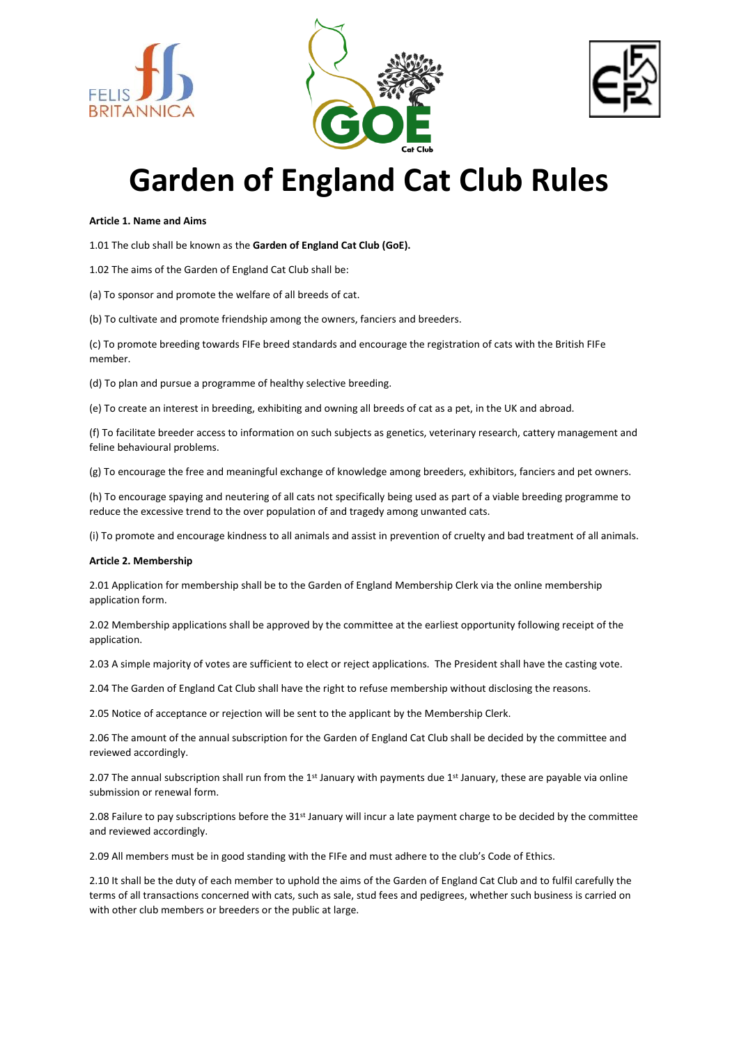# Garden of England Cat Club Rules

**Article 1. Name and Aims**

1.01 The club shall be known as the **Garden of England Cat Club (GoE).**

1.02 The aims of the Garden of England Cat Club shall be:

(a) To sponsor and promote the welfare of all breeds of cat.

(b) To cultivate and promote friendship among the owners, fanciers and breeders.

(c) To promote breeding towards FIFe breed standards and encourage the registration of cats with the British FIFe member.

(d) To plan and pursue a programme of healthy selective breeding.

(e) To create an interest in breeding, exhibiting and owning all breeds of cat as a pet, in the UK and abroad.

(f) To facilitate breeder access to information on such subjects as genetics, veterinary research, cattery management and feline behavioural problems.

(g) To encourage the free and meaningful exchange of knowledge among breeders, exhibitors, fanciers and pet owners.

(h) To encourage spaying and neutering of all cats not specifically being used as part of a viable breeding programme to reduce the excessive trend to the over population of and tragedy among unwanted cats.

(i) To promote and encourage kindness to all animals and assist in prevention of cruelty and bad treatment of all animals.

**Article 2. Membership**

2.01 Application for membership shall be to the Garden of England Membership Clerk via the online membership application form.

2.02 Membership applications shall be approved by the committee at the earliest opportunity following receipt of the application.

2.03 A simple majority of votes are sufficient to elect or reject applications. The President shall have the casting vote.

2.04 The Garden of England Cat Club shall have the right to refuse membership without disclosing the reasons.

2.05 Notice of acceptance or rejection will be sent to the applicant by the Membership Clerk.

2.06 The amount of the annual subscription for the Garden of England Cat Club shall be decided by the committee and reviewed accordingly.

2.07 The annual subscription shall run from the 1st January with payments due 1st January, these are payable via online submission or renewal form.

2.08 Failure to pay subscriptions before the 31st January will incur a late payment charge to be decided by the committee and reviewed accordingly.

2.09 All members must be in good standing with the FIFe and must adhere to the club's Code of Ethics.

2.10 It shall be the duty of each member to uphold the aims of the Garden of England Cat Club and to fulfil carefully the terms of all transactions concerned with cats, such as sale, stud fees and pedigrees, whether such business is carried on with other club members or breeders or the public at large.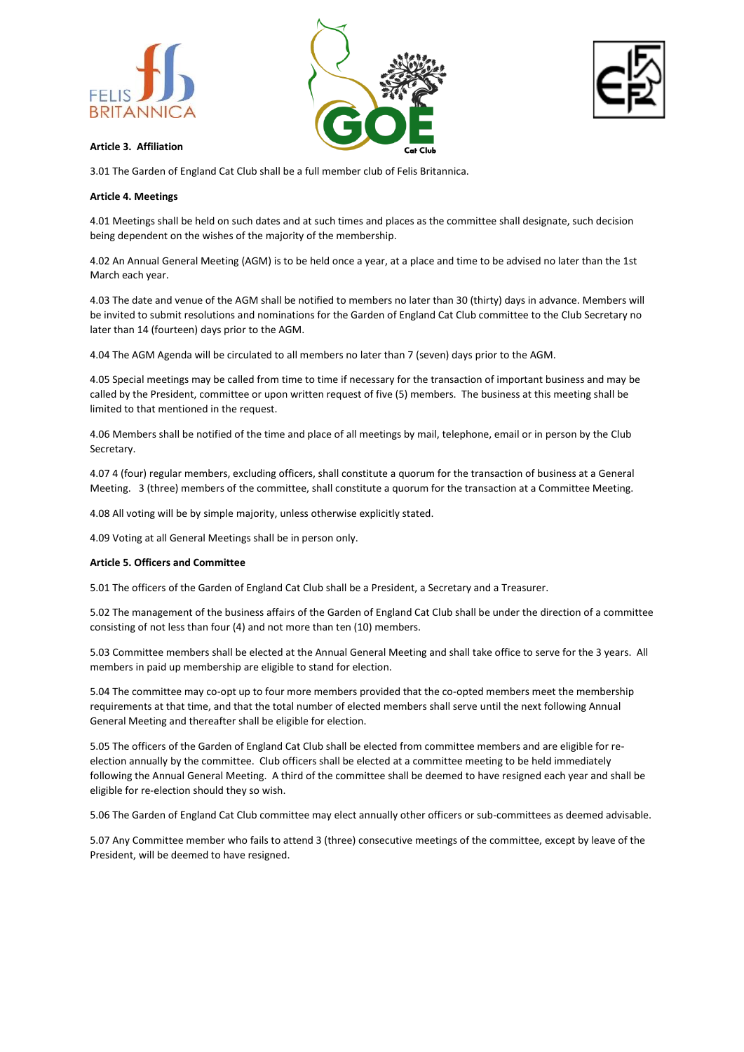**Article 3. Affiliation**

3.01 The Garden of England Cat Club shall be a full member club of Felis Britannica.

**Article 4. Meetings**

4.01 Meetings shall be held on such dates and at such times and places as the committee shall designate, such decision being dependent on the wishes of the majority of the membership.

4.02 An Annual General Meeting (AGM) is to be held once a year, at a place and time to be advised no later than the 1st March each year.

4.03 The date and venue of the AGM shall be notified to members no later than 30 (thirty) days in advance. Members will be invited to submit resolutions and nominations for the Garden of England Cat Club committee to the Club Secretary no later than 14 (fourteen) days prior to the AGM.

4.04 The AGM Agenda will be circulated to all members no later than 7 (seven) days prior to the AGM.

4.05 Special meetings may be called from time to time if necessary for the transaction of important business and may be called by the President, committee or upon written request of five (5) members. The business at this meeting shall be limited to that mentioned in the request.

4.06 Members shall be notified of the time and place of all meetings by mail, telephone, email or in person by the Club Secretary.

4.07 4 (four) regular members, excluding officers, shall constitute a quorum for the transaction of business at a General Meeting. 3 (three) members of the committee, shall constitute a quorum for the transaction at a Committee Meeting.

4.08 All voting will be by simple majority, unless otherwise explicitly stated.

4.09 Voting at all General Meetings shall be in person only.

**Article 5. Officers and Committee**

5.01 The officers of the Garden of England Cat Club shall be a President, a Secretary and a Treasurer.

5.02 The management of the business affairs of the Garden of England Cat Club shall be under the direction of a committee consisting of not less than four (4) and not more than ten (10) members.

5.03 Committee members shall be elected at the Annual General Meeting and shall take office to serve for the 3 years. All members in paid up membership are eligible to stand for election.

5.04 The committee may co-opt up to four more members provided that the co-opted members meet the membership requirements at that time, and that the total number of elected members shall serve until the next following Annual General Meeting and thereafter shall be eligible for election.

5.05 The officers of the Garden of England Cat Club shall be elected from committee members and are eligible for re-election annually by the committee. Club officers shall be elected at a committee meeting to be held immediately following the Annual General Meeting. A third of the committee shall be deemed to have resigned each year and shall be eligible for re-election should they so wish.

5.06 The Garden of England Cat Club committee may elect annually other officers or sub-committees as deemed advisable.

5.07 Any Committee member who fails to attend 3 (three) consecutive meetings of the committee, except by leave of the President, will be deemed to have resigned.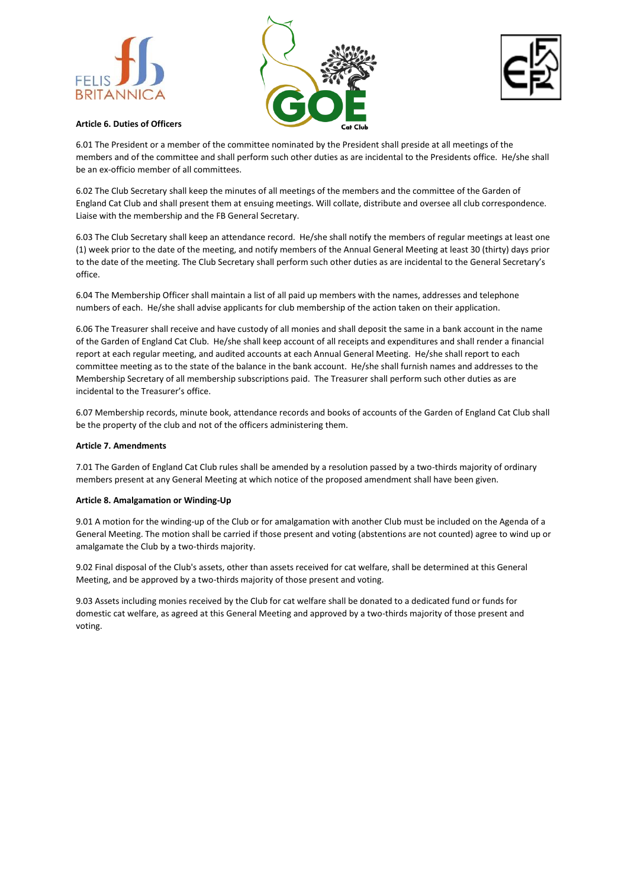**Article 6. Duties of Officers**

6.01 The President or a member of the committee nominated by the President shall preside at all meetings of the members and of the committee and shall perform such other duties as are incidental to the Presidents office. He/she shall be an ex-officio member of all committees.

6.02 The Club Secretary shall keep the minutes of all meetings of the members and the committee of the Garden of England Cat Club and shall present them at ensuing meetings. Will collate, distribute and oversee all club correspondence. Liaise with the membership and the FB General Secretary.

6.03 The Club Secretary shall keep an attendance record. He/she shall notify the members of regular meetings at least one (1) week prior to the date of the meeting, and notify members of the Annual General Meeting at least 30 (thirty) days prior to the date of the meeting. The Club Secretary shall perform such other duties as are incidental to the General Secretary's office.

6.04 The Membership Officer shall maintain a list of all paid up members with the names, addresses and telephone numbers of each. He/she shall advise applicants for club membership of the action taken on their application.

6.06 The Treasurer shall receive and have custody of all monies and shall deposit the same in a bank account in the name of the Garden of England Cat Club. He/she shall keep account of all receipts and expenditures and shall render a financial report at each regular meeting, and audited accounts at each Annual General Meeting. He/she shall report to each committee meeting as to the state of the balance in the bank account. He/she shall furnish names and addresses to the Membership Secretary of all membership subscriptions paid. The Treasurer shall perform such other duties as are incidental to the Treasurer's office.

6.07 Membership records, minute book, attendance records and books of accounts of the Garden of England Cat Club shall be the property of the club and not of the officers administering them.

**Article 7. Amendments**

7.01 The Garden of England Cat Club rules shall be amended by a resolution passed by a two-thirds majority of ordinary members present at any General Meeting at which notice of the proposed amendment shall have been given.

**Article 8. Amalgamation or Winding-Up**

9.01 A motion for the winding-up of the Club or for amalgamation with another Club must be included on the Agenda of a General Meeting. The motion shall be carried if those present and voting (abstentions are not counted) agree to wind up or amalgamate the Club by a two-thirds majority.

9.02 Final disposal of the Club's assets, other than assets received for cat welfare, shall be determined at this General Meeting, and be approved by a two-thirds majority of those present and voting.

9.03 Assets including monies received by the Club for cat welfare shall be donated to a dedicated fund or funds for domestic cat welfare, as agreed at this General Meeting and approved by a two-thirds majority of those present and voting.